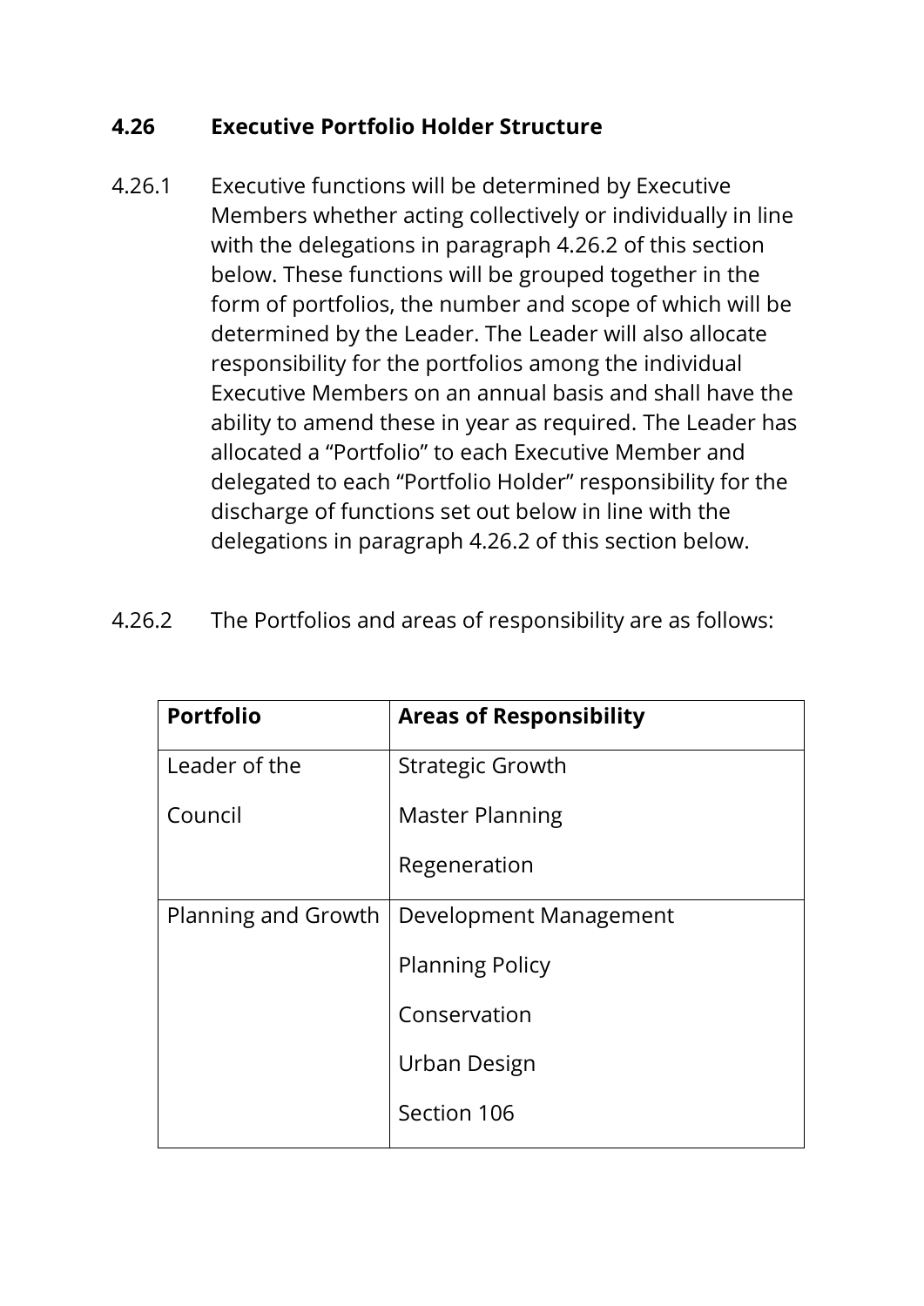## 4.26 Executive Portfolio Holder Structure

4.26.1 Executive functions will be determined by Executive Members whether acting collectively or individually in line with the delegations in paragraph 4.26.2 of this section below. These functions will be grouped together in the form of portfolios, the number and scope of which will be determined by the Leader. The Leader will also allocate responsibility for the portfolios among the individual Executive Members on an annual basis and shall have the ability to amend these in year as required. The Leader has allocated a "Portfolio" to each Executive Member and delegated to each "Portfolio Holder" responsibility for the discharge of functions set out below in line with the delegations in paragraph 4.26.2 of this section below.

4.26.2 The Portfolios and areas of responsibility are as follows:

| Portfolio | Areas of Responsibility |
|---|---|
| Leader of the Council | Strategic Growth<br>Master Planning<br>Regeneration |
| Planning and Growth | Development Management<br>Planning Policy<br>Conservation<br>Urban Design<br>Section 106 |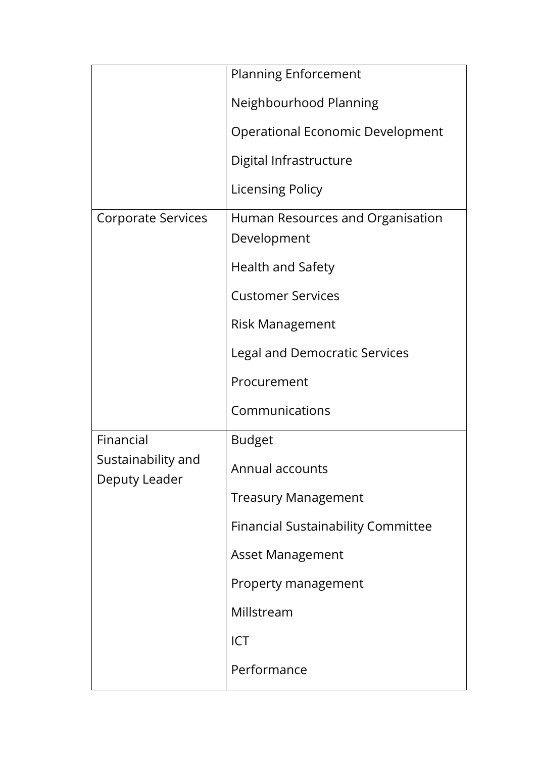| | |
|---|---|
| | Planning Enforcement<br>Neighbourhood Planning<br>Operational Economic Development<br>Digital Infrastructure<br>Licensing Policy |
| Corporate Services | Human Resources and Organisation Development<br>Health and Safety<br>Customer Services<br>Risk Management<br>Legal and Democratic Services<br>Procurement<br>Communications |
| Financial Sustainability and Deputy Leader | Budget<br>Annual accounts<br>Treasury Management<br>Financial Sustainability Committee<br>Asset Management<br>Property management<br>Millstream<br>ICT<br>Performance |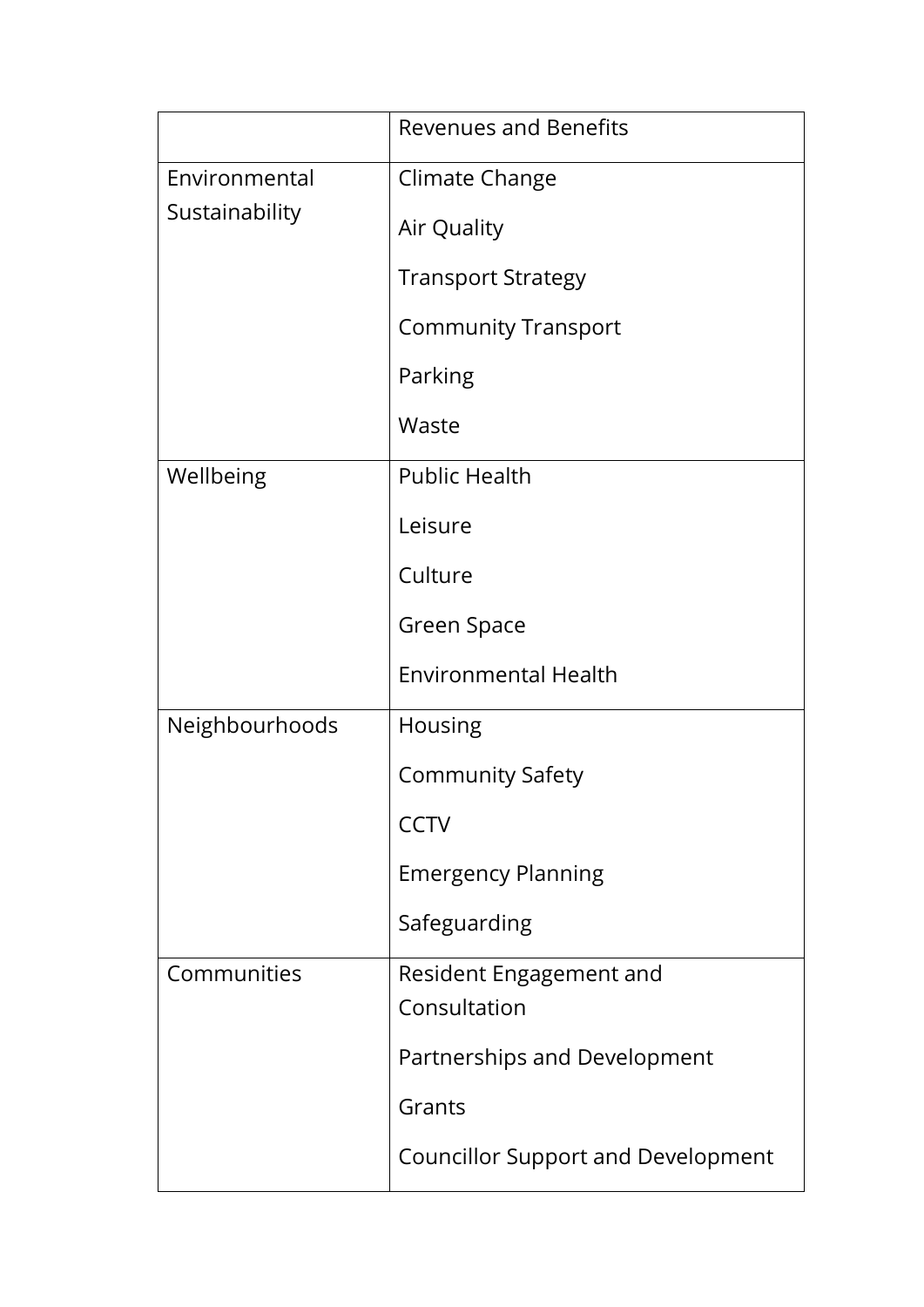| | |
|---|---|
| | Revenues and Benefits |
| Environmental Sustainability | Climate Change<br>Air Quality<br>Transport Strategy<br>Community Transport<br>Parking<br>Waste |
| Wellbeing | Public Health<br>Leisure<br>Culture<br>Green Space<br>Environmental Health |
| Neighbourhoods | Housing<br>Community Safety<br>CCTV<br>Emergency Planning<br>Safeguarding |
| Communities | Resident Engagement and Consultation<br>Partnerships and Development<br>Grants<br>Councillor Support and Development |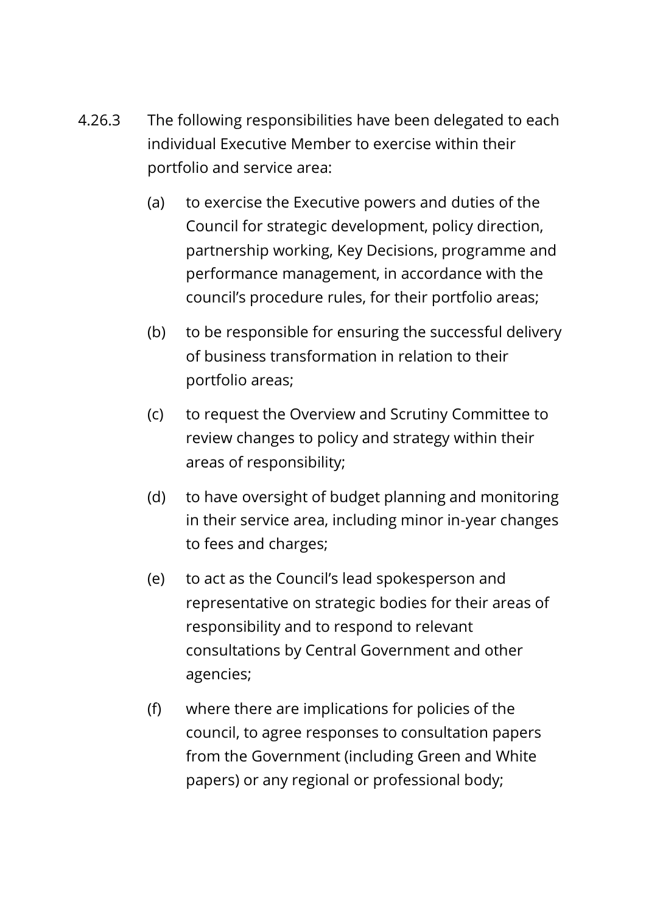4.26.3 The following responsibilities have been delegated to each individual Executive Member to exercise within their portfolio and service area:

(a) to exercise the Executive powers and duties of the Council for strategic development, policy direction, partnership working, Key Decisions, programme and performance management, in accordance with the council's procedure rules, for their portfolio areas;

(b) to be responsible for ensuring the successful delivery of business transformation in relation to their portfolio areas;

(c) to request the Overview and Scrutiny Committee to review changes to policy and strategy within their areas of responsibility;

(d) to have oversight of budget planning and monitoring in their service area, including minor in-year changes to fees and charges;

(e) to act as the Council's lead spokesperson and representative on strategic bodies for their areas of responsibility and to respond to relevant consultations by Central Government and other agencies;

(f) where there are implications for policies of the council, to agree responses to consultation papers from the Government (including Green and White papers) or any regional or professional body;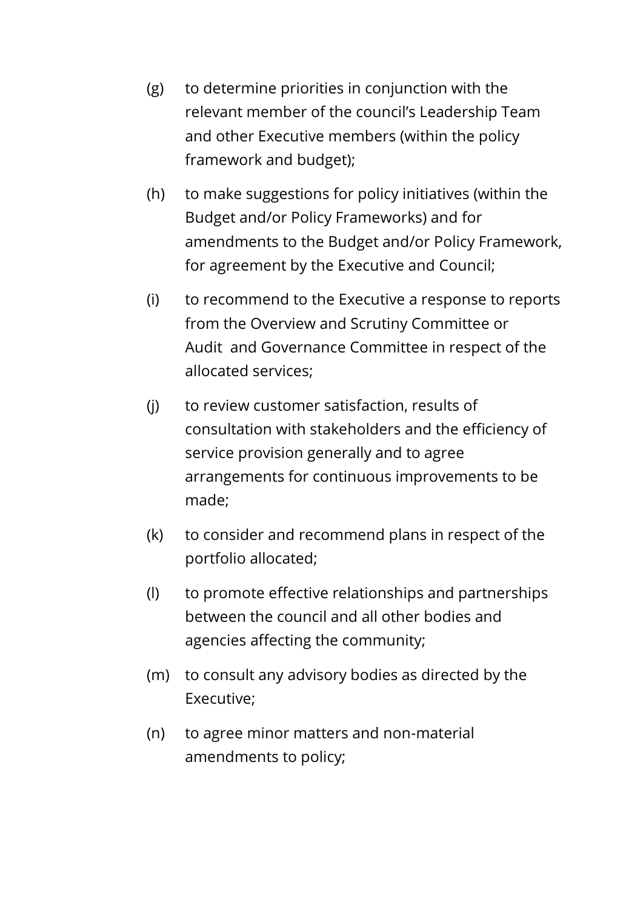(g) to determine priorities in conjunction with the relevant member of the council's Leadership Team and other Executive members (within the policy framework and budget);

(h) to make suggestions for policy initiatives (within the Budget and/or Policy Frameworks) and for amendments to the Budget and/or Policy Framework, for agreement by the Executive and Council;

(i) to recommend to the Executive a response to reports from the Overview and Scrutiny Committee or Audit and Governance Committee in respect of the allocated services;

(j) to review customer satisfaction, results of consultation with stakeholders and the efficiency of service provision generally and to agree arrangements for continuous improvements to be made;

(k) to consider and recommend plans in respect of the portfolio allocated;

(l) to promote effective relationships and partnerships between the council and all other bodies and agencies affecting the community;

(m) to consult any advisory bodies as directed by the Executive;

(n) to agree minor matters and non-material amendments to policy;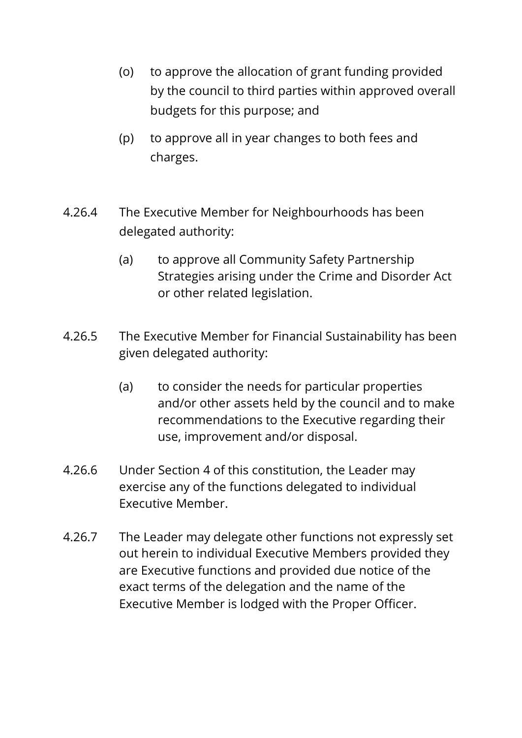(o) to approve the allocation of grant funding provided by the council to third parties within approved overall budgets for this purpose; and

(p) to approve all in year changes to both fees and charges.

4.26.4 The Executive Member for Neighbourhoods has been delegated authority:

(a) to approve all Community Safety Partnership Strategies arising under the Crime and Disorder Act or other related legislation.

4.26.5 The Executive Member for Financial Sustainability has been given delegated authority:

(a) to consider the needs for particular properties and/or other assets held by the council and to make recommendations to the Executive regarding their use, improvement and/or disposal.

4.26.6 Under Section 4 of this constitution, the Leader may exercise any of the functions delegated to individual Executive Member.

4.26.7 The Leader may delegate other functions not expressly set out herein to individual Executive Members provided they are Executive functions and provided due notice of the exact terms of the delegation and the name of the Executive Member is lodged with the Proper Officer.